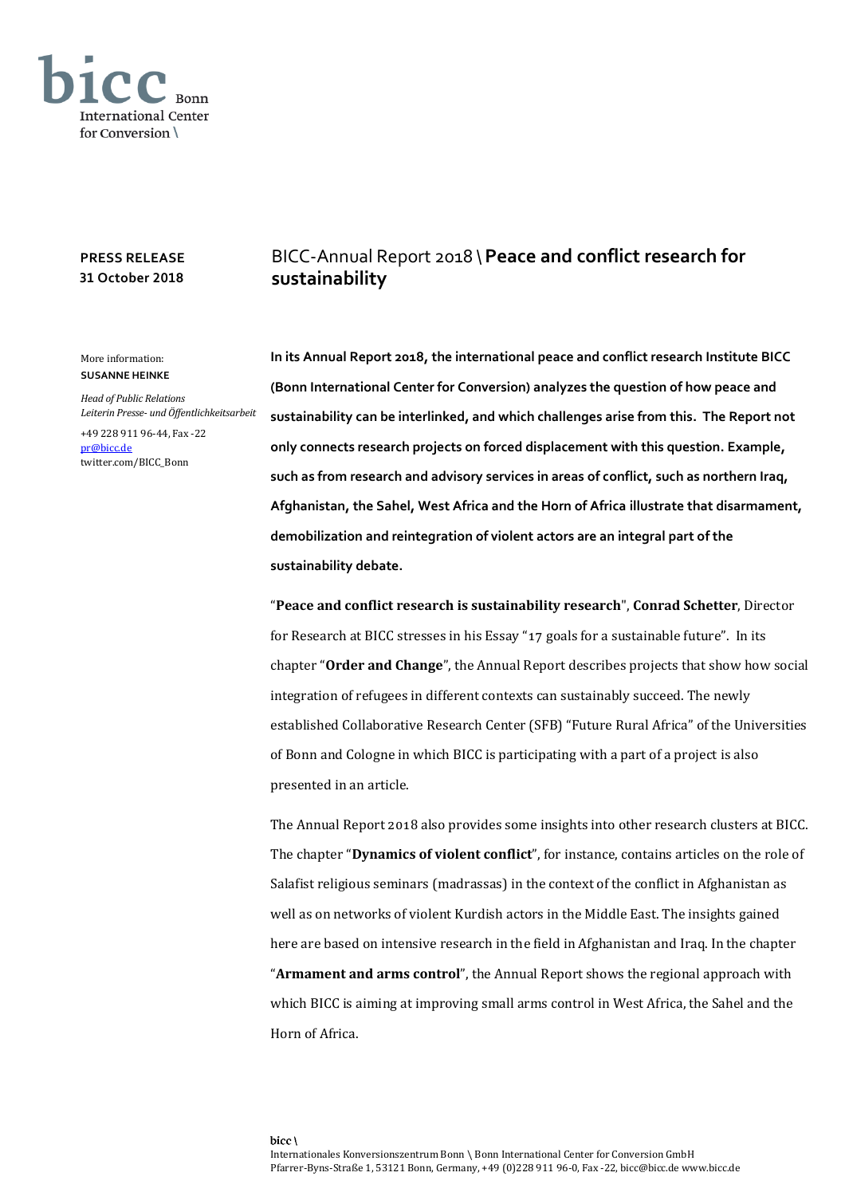**bicc** Bonn International Center for Conversion \

**PRESS RELEASE**
**31 October 2018**

# BICC-Annual Report 2018 \ **Peace and conflict research for sustainability**

More information:
**SUSANNE HEINKE**

*Head of Public Relations*
*Leiterin Presse- und Öffentlichkeitsarbeit*

+49 228 911 96-44, Fax -22
pr@bicc.de
twitter.com/BICC_Bonn

**In its Annual Report 2018, the international peace and conflict research Institute BICC (Bonn International Center for Conversion) analyzes the question of how peace and sustainability can be interlinked, and which challenges arise from this. The Report not only connects research projects on forced displacement with this question. Example, such as from research and advisory services in areas of conflict, such as northern Iraq, Afghanistan, the Sahel, West Africa and the Horn of Africa illustrate that disarmament, demobilization and reintegration of violent actors are an integral part of the sustainability debate.**

"**Peace and conflict research is sustainability research**", **Conrad Schetter**, Director for Research at BICC stresses in his Essay "17 goals for a sustainable future". In its chapter "**Order and Change**", the Annual Report describes projects that show how social integration of refugees in different contexts can sustainably succeed. The newly established Collaborative Research Center (SFB) "Future Rural Africa" of the Universities of Bonn and Cologne in which BICC is participating with a part of a project is also presented in an article.

The Annual Report 2018 also provides some insights into other research clusters at BICC. The chapter "**Dynamics of violent conflict**", for instance, contains articles on the role of Salafist religious seminars (madrassas) in the context of the conflict in Afghanistan as well as on networks of violent Kurdish actors in the Middle East. The insights gained here are based on intensive research in the field in Afghanistan and Iraq. In the chapter "**Armament and arms control**", the Annual Report shows the regional approach with which BICC is aiming at improving small arms control in West Africa, the Sahel and the Horn of Africa.

bicc \
Internationales Konversionszentrum Bonn \ Bonn International Center for Conversion GmbH
Pfarrer-Byns-Straße 1, 53121 Bonn, Germany, +49 (0)228 911 96-0, Fax -22, bicc@bicc.de www.bicc.de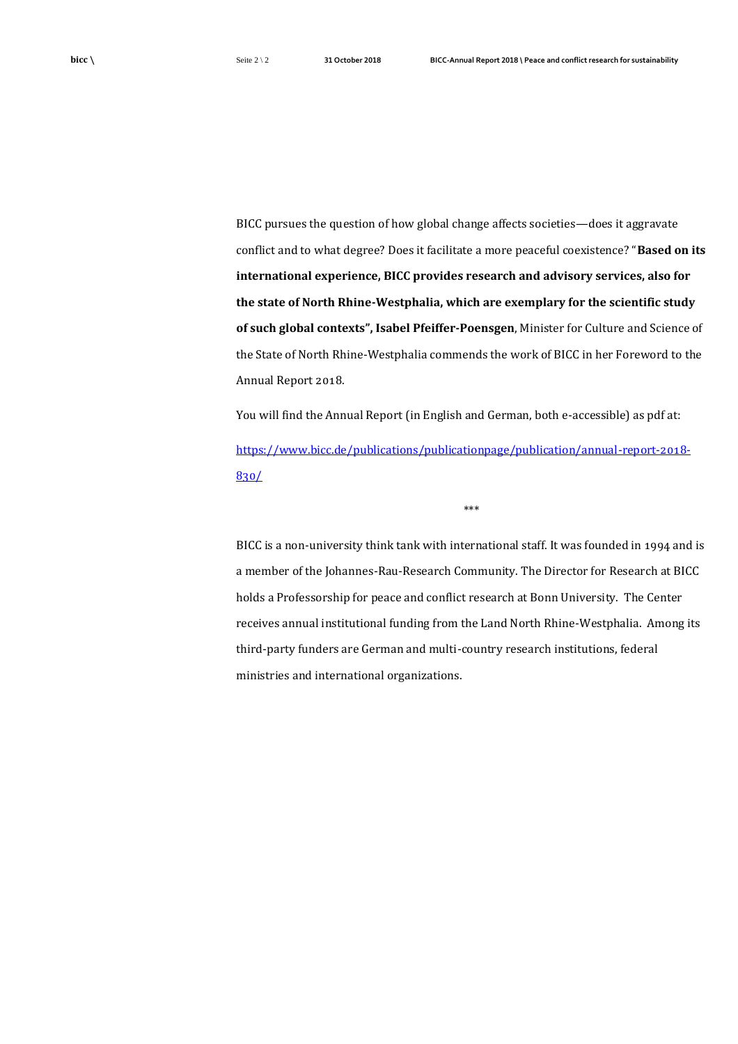BICC pursues the question of how global change affects societies—does it aggravate conflict and to what degree? Does it facilitate a more peaceful coexistence? "**Based on its international experience, BICC provides research and advisory services, also for the state of North Rhine-Westphalia, which are exemplary for the scientific study of such global contexts", Isabel Pfeiffer-Poensgen**, Minister for Culture and Science of the State of North Rhine-Westphalia commends the work of BICC in her Foreword to the Annual Report 2018.

You will find the Annual Report (in English and German, both e-accessible) as pdf at:

https://www.bicc.de/publications/publicationpage/publication/annual-report-2018-830/

***

BICC is a non-university think tank with international staff. It was founded in 1994 and is a member of the Johannes-Rau-Research Community. The Director for Research at BICC holds a Professorship for peace and conflict research at Bonn University. The Center receives annual institutional funding from the Land North Rhine-Westphalia. Among its third-party funders are German and multi-country research institutions, federal ministries and international organizations.